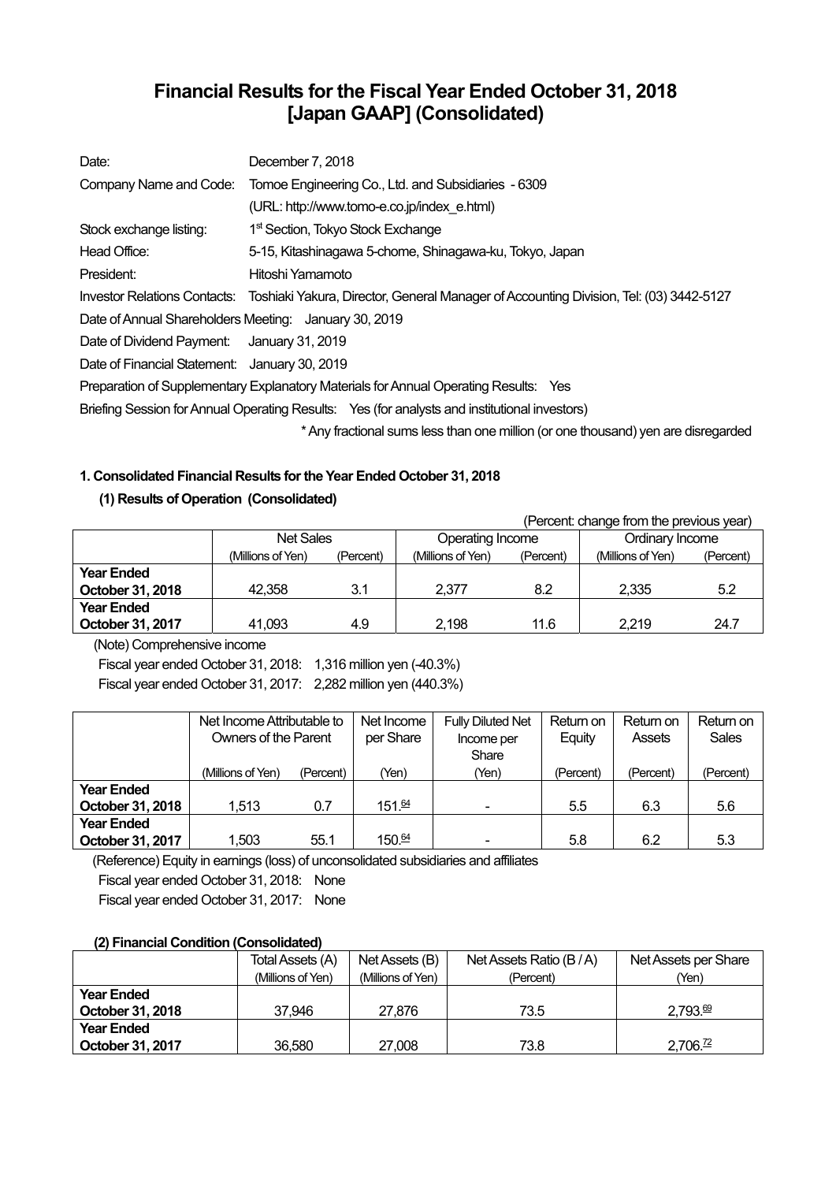# Financial Results for the Fiscal Year Ended October 31, 2018 [Japan GAAP] (Consolidated)

| | |
|---|---|
| Date: | December 7, 2018 |
| Company Name and Code: | Tomoe Engineering Co., Ltd. and Subsidiaries - 6309 |
| | (URL: http://www.tomo-e.co.jp/index_e.html) |
| Stock exchange listing: | 1st Section, Tokyo Stock Exchange |
| Head Office: | 5-15, Kitashinagawa 5-chome, Shinagawa-ku, Tokyo, Japan |
| President: | Hitoshi Yamamoto |
| Investor Relations Contacts: | Toshiaki Yakura, Director, General Manager of Accounting Division, Tel: (03) 3442-5127 |

Date of Annual Shareholders Meeting: January 30, 2019

Date of Dividend Payment: January 31, 2019

Date of Financial Statement: January 30, 2019

Preparation of Supplementary Explanatory Materials for Annual Operating Results: Yes

Briefing Session for Annual Operating Results: Yes (for analysts and institutional investors)

\* Any fractional sums less than one million (or one thousand) yen are disregarded

### 1. Consolidated Financial Results for the Year Ended October 31, 2018

#### (1) Results of Operation (Consolidated)

(Percent: change from the previous year)

| | Net Sales | | Operating Income | | Ordinary Income | |
|---|---|---|---|---|---|---|
| | (Millions of Yen) | (Percent) | (Millions of Yen) | (Percent) | (Millions of Yen) | (Percent) |
| **Year Ended October 31, 2018** | 42,358 | 3.1 | 2,377 | 8.2 | 2,335 | 5.2 |
| **Year Ended October 31, 2017** | 41,093 | 4.9 | 2,198 | 11.6 | 2,219 | 24.7 |

(Note) Comprehensive income

Fiscal year ended October 31, 2018: 1,316 million yen (-40.3%)

Fiscal year ended October 31, 2017: 2,282 million yen (440.3%)

| | Net Income Attributable to Owners of the Parent | | Net Income per Share | Fully Diluted Net Income per Share | Return on Equity | Return on Assets | Return on Sales |
|---|---|---|---|---|---|---|---|
| | (Millions of Yen) | (Percent) | (Yen) | (Yen) | (Percent) | (Percent) | (Percent) |
| **Year Ended October 31, 2018** | 1,513 | 0.7 | 151.64 | - | 5.5 | 6.3 | 5.6 |
| **Year Ended October 31, 2017** | 1,503 | 55.1 | 150.64 | - | 5.8 | 6.2 | 5.3 |

(Reference) Equity in earnings (loss) of unconsolidated subsidiaries and affiliates

Fiscal year ended October 31, 2018: None

Fiscal year ended October 31, 2017: None

#### (2) Financial Condition (Consolidated)

| | Total Assets (A) | Net Assets (B) | Net Assets Ratio (B / A) | Net Assets per Share |
|---|---|---|---|---|
| | (Millions of Yen) | (Millions of Yen) | (Percent) | (Yen) |
| **Year Ended October 31, 2018** | 37,946 | 27,876 | 73.5 | 2,793.69 |
| **Year Ended October 31, 2017** | 36,580 | 27,008 | 73.8 | 2,706.72 |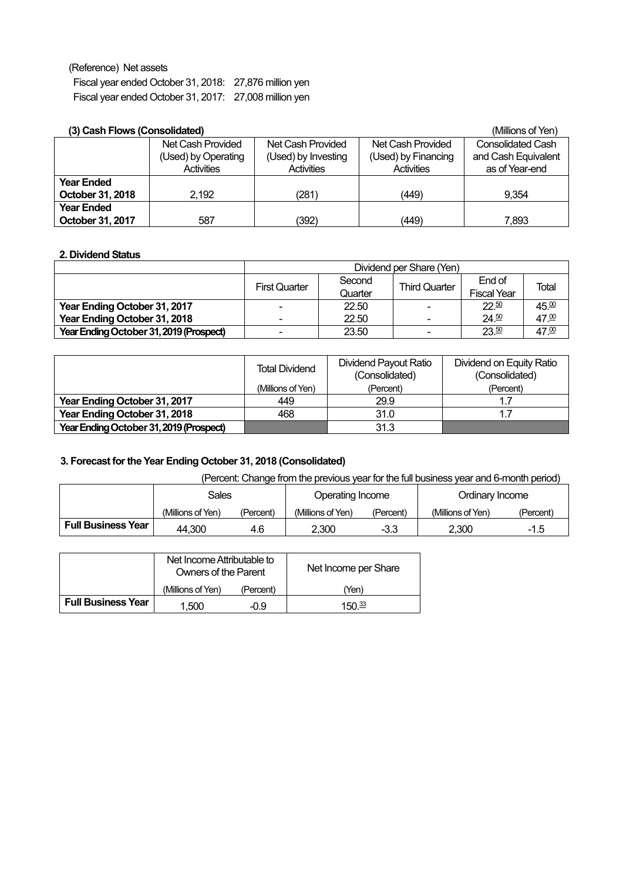(Reference) Net assets

Fiscal year ended October 31, 2018: 27,876 million yen

Fiscal year ended October 31, 2017: 27,008 million yen

**(3) Cash Flows (Consolidated)** (Millions of Yen)

| | Net Cash Provided (Used) by Operating Activities | Net Cash Provided (Used) by Investing Activities | Net Cash Provided (Used) by Financing Activities | Consolidated Cash and Cash Equivalent as of Year-end |
|---|---|---|---|---|
| **Year Ended October 31, 2018** | 2,192 | (281) | (449) | 9,354 |
| **Year Ended October 31, 2017** | 587 | (392) | (449) | 7,893 |

**2. Dividend Status**

| | Dividend per Share (Yen) | | | | |
|---|---|---|---|---|---|
| | First Quarter | Second Quarter | Third Quarter | End of Fiscal Year | Total |
| **Year Ending October 31, 2017** | - | 22.50 | - | 22.50 | 45.00 |
| **Year Ending October 31, 2018** | - | 22.50 | - | 24.50 | 47.00 |
| **Year Ending October 31, 2019 (Prospect)** | - | 23.50 | - | 23.50 | 47.00 |

| | Total Dividend | Dividend Payout Ratio (Consolidated) | Dividend on Equity Ratio (Consolidated) |
|---|---|---|---|
| | (Millions of Yen) | (Percent) | (Percent) |
| **Year Ending October 31, 2017** | 449 | 29.9 | 1.7 |
| **Year Ending October 31, 2018** | 468 | 31.0 | 1.7 |
| **Year Ending October 31, 2019 (Prospect)** | | 31.3 | |

**3. Forecast for the Year Ending October 31, 2018 (Consolidated)**

(Percent: Change from the previous year for the full business year and 6-month period)

| | Sales | | Operating Income | | Ordinary Income | |
|---|---|---|---|---|---|---|
| | (Millions of Yen) | (Percent) | (Millions of Yen) | (Percent) | (Millions of Yen) | (Percent) |
| **Full Business Year** | 44,300 | 4.6 | 2,300 | -3.3 | 2,300 | -1.5 |

| | Net Income Attributable to Owners of the Parent | | Net Income per Share |
|---|---|---|---|
| | (Millions of Yen) | (Percent) | (Yen) |
| **Full Business Year** | 1,500 | -0.9 | 150.33 |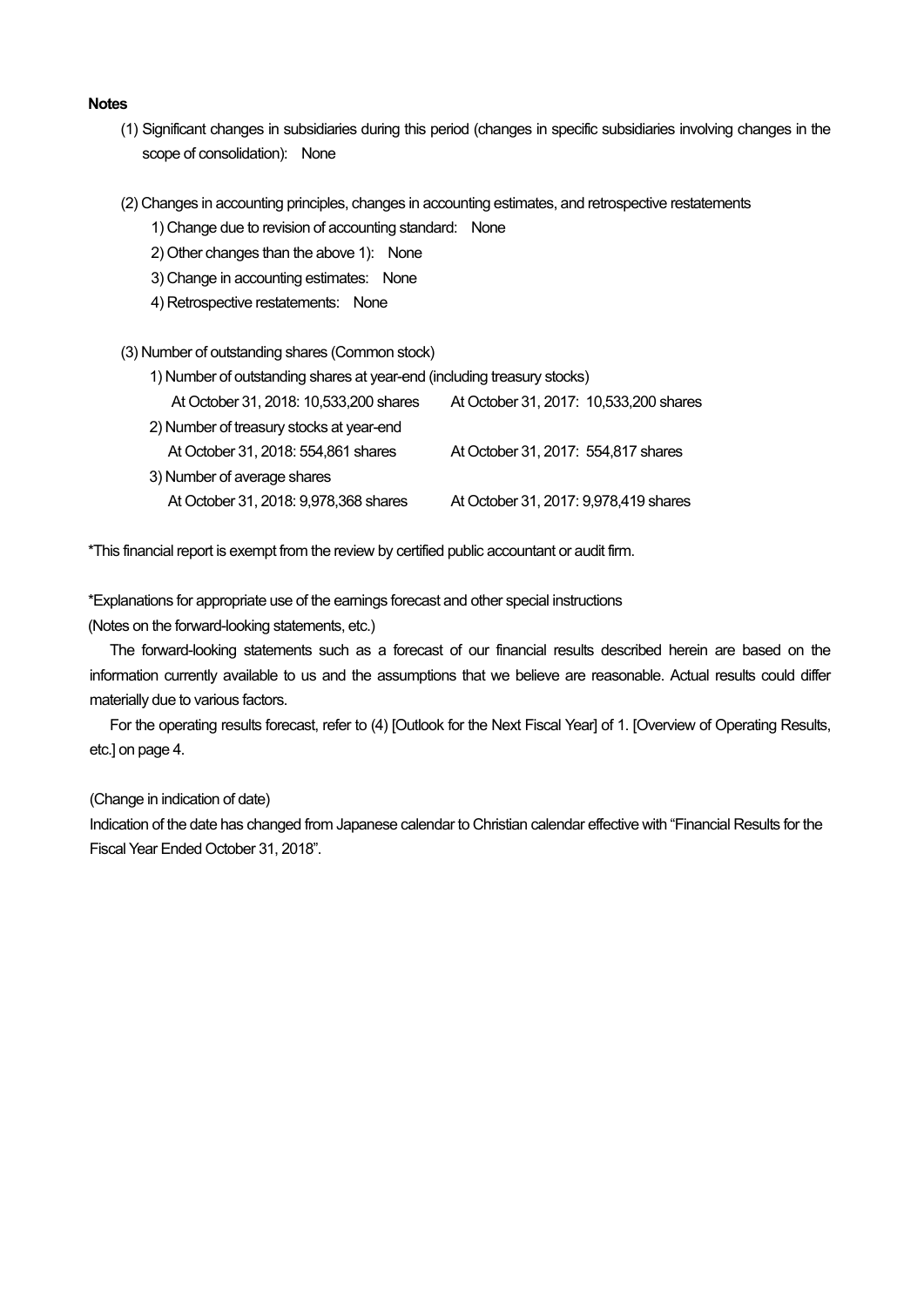**Notes**

(1) Significant changes in subsidiaries during this period (changes in specific subsidiaries involving changes in the scope of consolidation): None

(2) Changes in accounting principles, changes in accounting estimates, and retrospective restatements

1) Change due to revision of accounting standard: None

2) Other changes than the above 1): None

3) Change in accounting estimates: None

4) Retrospective restatements: None

(3) Number of outstanding shares (Common stock)

1) Number of outstanding shares at year-end (including treasury stocks)

| At October 31, 2018: 10,533,200 shares | At October 31, 2017: 10,533,200 shares |
| --- | --- |

2) Number of treasury stocks at year-end

| At October 31, 2018: 554,861 shares | At October 31, 2017: 554,817 shares |
| --- | --- |

3) Number of average shares

| At October 31, 2018: 9,978,368 shares | At October 31, 2017: 9,978,419 shares |
| --- | --- |

*This financial report is exempt from the review by certified public accountant or audit firm.

*Explanations for appropriate use of the earnings forecast and other special instructions

(Notes on the forward-looking statements, etc.)

The forward-looking statements such as a forecast of our financial results described herein are based on the information currently available to us and the assumptions that we believe are reasonable. Actual results could differ materially due to various factors.

For the operating results forecast, refer to (4) [Outlook for the Next Fiscal Year] of 1. [Overview of Operating Results, etc.] on page 4.

(Change in indication of date)

Indication of the date has changed from Japanese calendar to Christian calendar effective with "Financial Results for the Fiscal Year Ended October 31, 2018".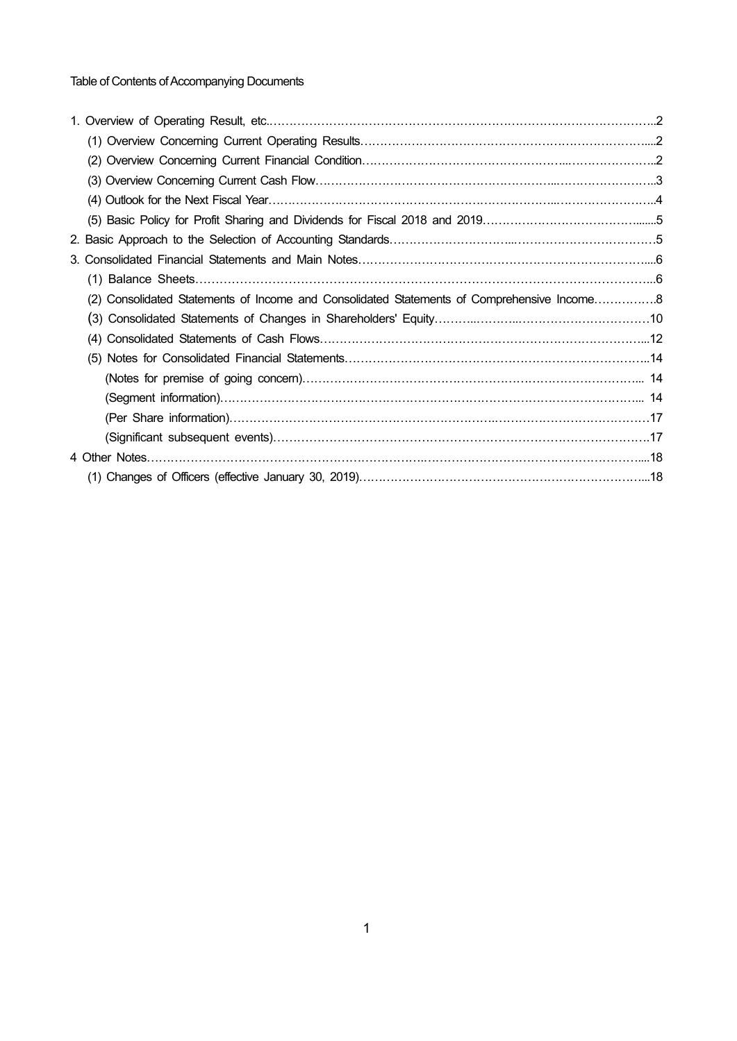Table of Contents of Accompanying Documents

1. Overview of Operating Result, etc. ........ 2
   - (1) Overview Concerning Current Operating Results ........ 2
   - (2) Overview Concerning Current Financial Condition ........ 2
   - (3) Overview Concerning Current Cash Flow ........ 3
   - (4) Outlook for the Next Fiscal Year ........ 4
   - (5) Basic Policy for Profit Sharing and Dividends for Fiscal 2018 and 2019 ........ 5
2. Basic Approach to the Selection of Accounting Standards ........ 5
3. Consolidated Financial Statements and Main Notes ........ 6
   - (1) Balance Sheets ........ 6
   - (2) Consolidated Statements of Income and Consolidated Statements of Comprehensive Income ........ 8
   - (3) Consolidated Statements of Changes in Shareholders' Equity ........ 10
   - (4) Consolidated Statements of Cash Flows ........ 12
   - (5) Notes for Consolidated Financial Statements ........ 14
     - (Notes for premise of going concern) ........ 14
     - (Segment information) ........ 14
     - (Per Share information) ........ 17
     - (Significant subsequent events) ........ 17
4. Other Notes ........ 18
   - (1) Changes of Officers (effective January 30, 2019) ........ 18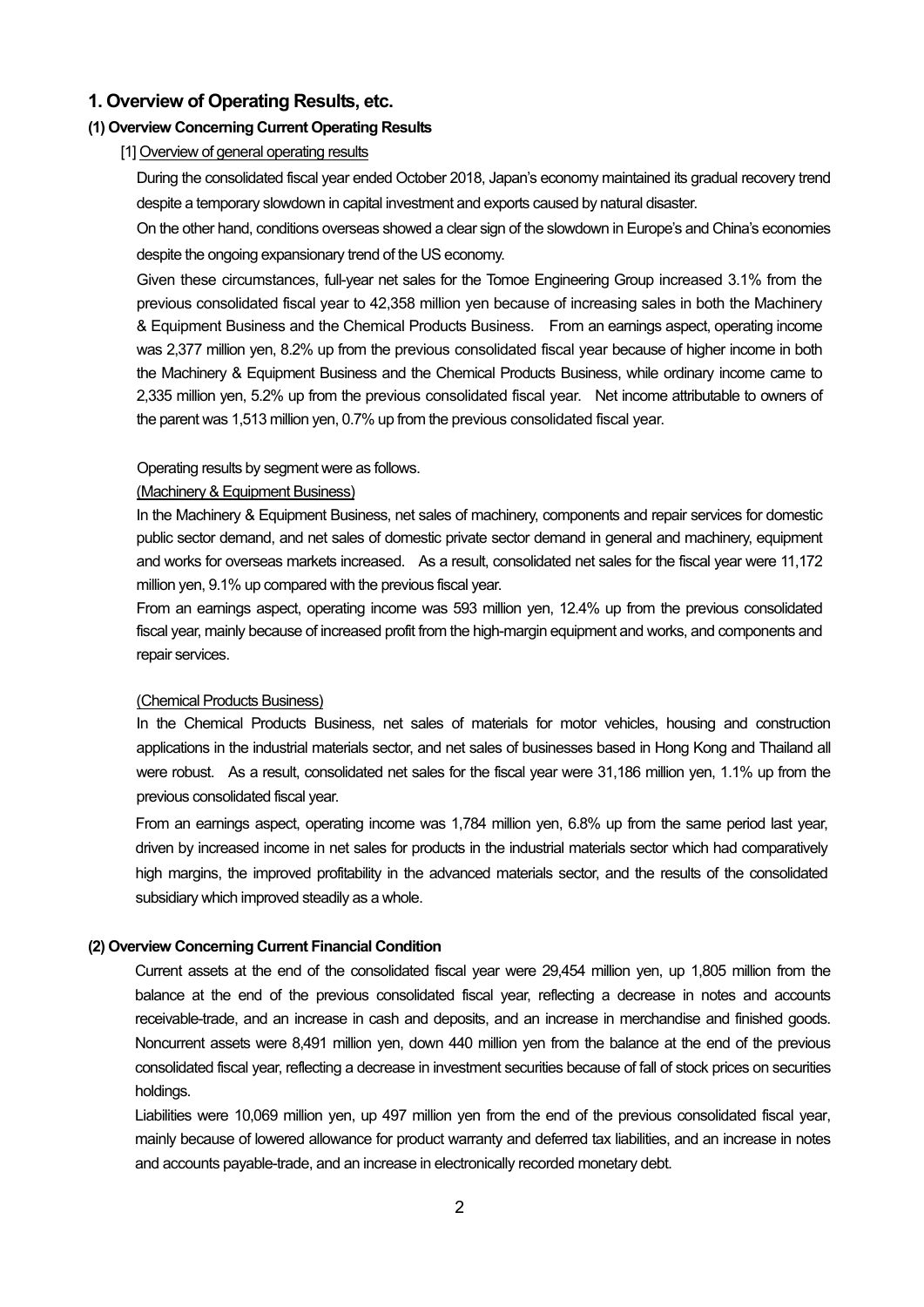# 1. Overview of Operating Results, etc.

### (1) Overview Concerning Current Operating Results

[1] Overview of general operating results

During the consolidated fiscal year ended October 2018, Japan's economy maintained its gradual recovery trend despite a temporary slowdown in capital investment and exports caused by natural disaster.

On the other hand, conditions overseas showed a clear sign of the slowdown in Europe's and China's economies despite the ongoing expansionary trend of the US economy.

Given these circumstances, full-year net sales for the Tomoe Engineering Group increased 3.1% from the previous consolidated fiscal year to 42,358 million yen because of increasing sales in both the Machinery & Equipment Business and the Chemical Products Business. From an earnings aspect, operating income was 2,377 million yen, 8.2% up from the previous consolidated fiscal year because of higher income in both the Machinery & Equipment Business and the Chemical Products Business, while ordinary income came to 2,335 million yen, 5.2% up from the previous consolidated fiscal year. Net income attributable to owners of the parent was 1,513 million yen, 0.7% up from the previous consolidated fiscal year.

Operating results by segment were as follows.

(Machinery & Equipment Business)

In the Machinery & Equipment Business, net sales of machinery, components and repair services for domestic public sector demand, and net sales of domestic private sector demand in general and machinery, equipment and works for overseas markets increased. As a result, consolidated net sales for the fiscal year were 11,172 million yen, 9.1% up compared with the previous fiscal year.

From an earnings aspect, operating income was 593 million yen, 12.4% up from the previous consolidated fiscal year, mainly because of increased profit from the high-margin equipment and works, and components and repair services.

(Chemical Products Business)

In the Chemical Products Business, net sales of materials for motor vehicles, housing and construction applications in the industrial materials sector, and net sales of businesses based in Hong Kong and Thailand all were robust. As a result, consolidated net sales for the fiscal year were 31,186 million yen, 1.1% up from the previous consolidated fiscal year.

From an earnings aspect, operating income was 1,784 million yen, 6.8% up from the same period last year, driven by increased income in net sales for products in the industrial materials sector which had comparatively high margins, the improved profitability in the advanced materials sector, and the results of the consolidated subsidiary which improved steadily as a whole.

### (2) Overview Concerning Current Financial Condition

Current assets at the end of the consolidated fiscal year were 29,454 million yen, up 1,805 million from the balance at the end of the previous consolidated fiscal year, reflecting a decrease in notes and accounts receivable-trade, and an increase in cash and deposits, and an increase in merchandise and finished goods. Noncurrent assets were 8,491 million yen, down 440 million yen from the balance at the end of the previous consolidated fiscal year, reflecting a decrease in investment securities because of fall of stock prices on securities holdings.

Liabilities were 10,069 million yen, up 497 million yen from the end of the previous consolidated fiscal year, mainly because of lowered allowance for product warranty and deferred tax liabilities, and an increase in notes and accounts payable-trade, and an increase in electronically recorded monetary debt.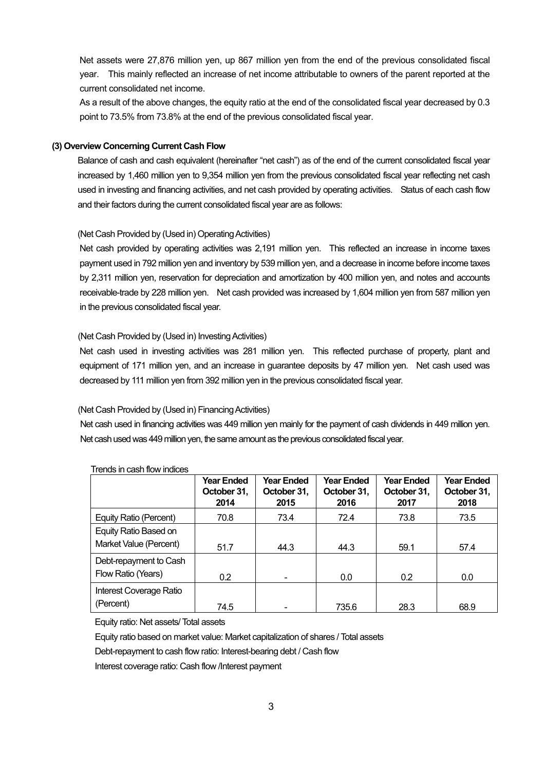Net assets were 27,876 million yen, up 867 million yen from the end of the previous consolidated fiscal year. This mainly reflected an increase of net income attributable to owners of the parent reported at the current consolidated net income.

As a result of the above changes, the equity ratio at the end of the consolidated fiscal year decreased by 0.3 point to 73.5% from 73.8% at the end of the previous consolidated fiscal year.

### (3) Overview Concerning Current Cash Flow

Balance of cash and cash equivalent (hereinafter "net cash") as of the end of the current consolidated fiscal year increased by 1,460 million yen to 9,354 million yen from the previous consolidated fiscal year reflecting net cash used in investing and financing activities, and net cash provided by operating activities. Status of each cash flow and their factors during the current consolidated fiscal year are as follows:

(Net Cash Provided by (Used in) Operating Activities)

Net cash provided by operating activities was 2,191 million yen. This reflected an increase in income taxes payment used in 792 million yen and inventory by 539 million yen, and a decrease in income before income taxes by 2,311 million yen, reservation for depreciation and amortization by 400 million yen, and notes and accounts receivable-trade by 228 million yen. Net cash provided was increased by 1,604 million yen from 587 million yen in the previous consolidated fiscal year.

(Net Cash Provided by (Used in) Investing Activities)

Net cash used in investing activities was 281 million yen. This reflected purchase of property, plant and equipment of 171 million yen, and an increase in guarantee deposits by 47 million yen. Net cash used was decreased by 111 million yen from 392 million yen in the previous consolidated fiscal year.

(Net Cash Provided by (Used in) Financing Activities)

Net cash used in financing activities was 449 million yen mainly for the payment of cash dividends in 449 million yen. Net cash used was 449 million yen, the same amount as the previous consolidated fiscal year.

Trends in cash flow indices

| | Year Ended October 31, 2014 | Year Ended October 31, 2015 | Year Ended October 31, 2016 | Year Ended October 31, 2017 | Year Ended October 31, 2018 |
|---|---|---|---|---|---|
| Equity Ratio (Percent) | 70.8 | 73.4 | 72.4 | 73.8 | 73.5 |
| Equity Ratio Based on Market Value (Percent) | 51.7 | 44.3 | 44.3 | 59.1 | 57.4 |
| Debt-repayment to Cash Flow Ratio (Years) | 0.2 | - | 0.0 | 0.2 | 0.0 |
| Interest Coverage Ratio (Percent) | 74.5 | - | 735.6 | 28.3 | 68.9 |

Equity ratio: Net assets/ Total assets

Equity ratio based on market value: Market capitalization of shares / Total assets

Debt-repayment to cash flow ratio: Interest-bearing debt / Cash flow

Interest coverage ratio: Cash flow /Interest payment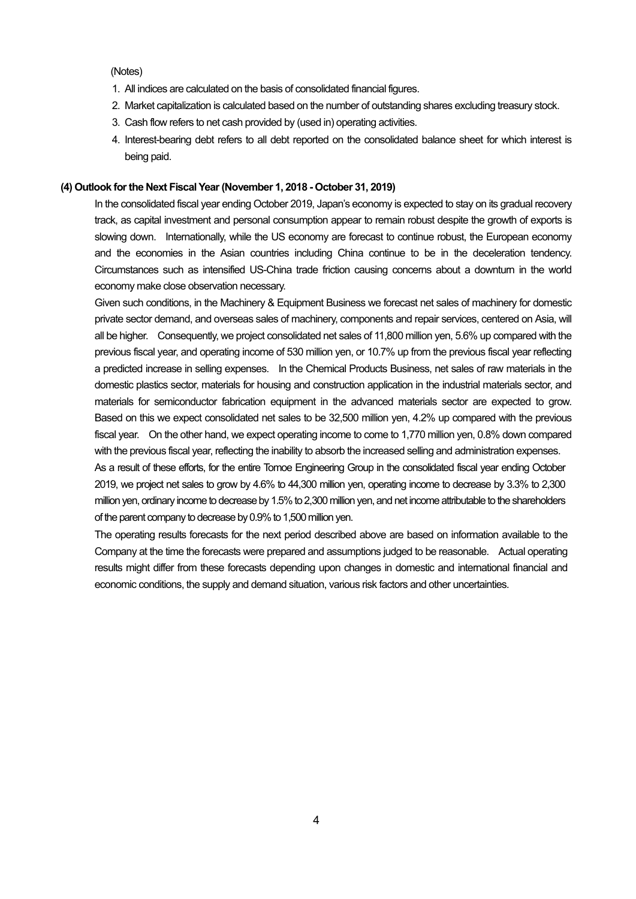(Notes)

1. All indices are calculated on the basis of consolidated financial figures.
2. Market capitalization is calculated based on the number of outstanding shares excluding treasury stock.
3. Cash flow refers to net cash provided by (used in) operating activities.
4. Interest-bearing debt refers to all debt reported on the consolidated balance sheet for which interest is being paid.

**(4) Outlook for the Next Fiscal Year (November 1, 2018 - October 31, 2019)**

In the consolidated fiscal year ending October 2019, Japan's economy is expected to stay on its gradual recovery track, as capital investment and personal consumption appear to remain robust despite the growth of exports is slowing down. Internationally, while the US economy are forecast to continue robust, the European economy and the economies in the Asian countries including China continue to be in the deceleration tendency. Circumstances such as intensified US-China trade friction causing concerns about a downturn in the world economy make close observation necessary.

Given such conditions, in the Machinery & Equipment Business we forecast net sales of machinery for domestic private sector demand, and overseas sales of machinery, components and repair services, centered on Asia, will all be higher. Consequently, we project consolidated net sales of 11,800 million yen, 5.6% up compared with the previous fiscal year, and operating income of 530 million yen, or 10.7% up from the previous fiscal year reflecting a predicted increase in selling expenses. In the Chemical Products Business, net sales of raw materials in the domestic plastics sector, materials for housing and construction application in the industrial materials sector, and materials for semiconductor fabrication equipment in the advanced materials sector are expected to grow. Based on this we expect consolidated net sales to be 32,500 million yen, 4.2% up compared with the previous fiscal year. On the other hand, we expect operating income to come to 1,770 million yen, 0.8% down compared with the previous fiscal year, reflecting the inability to absorb the increased selling and administration expenses.

As a result of these efforts, for the entire Tomoe Engineering Group in the consolidated fiscal year ending October 2019, we project net sales to grow by 4.6% to 44,300 million yen, operating income to decrease by 3.3% to 2,300 million yen, ordinary income to decrease by 1.5% to 2,300 million yen, and net income attributable to the shareholders of the parent company to decrease by 0.9% to 1,500 million yen.

The operating results forecasts for the next period described above are based on information available to the Company at the time the forecasts were prepared and assumptions judged to be reasonable. Actual operating results might differ from these forecasts depending upon changes in domestic and international financial and economic conditions, the supply and demand situation, various risk factors and other uncertainties.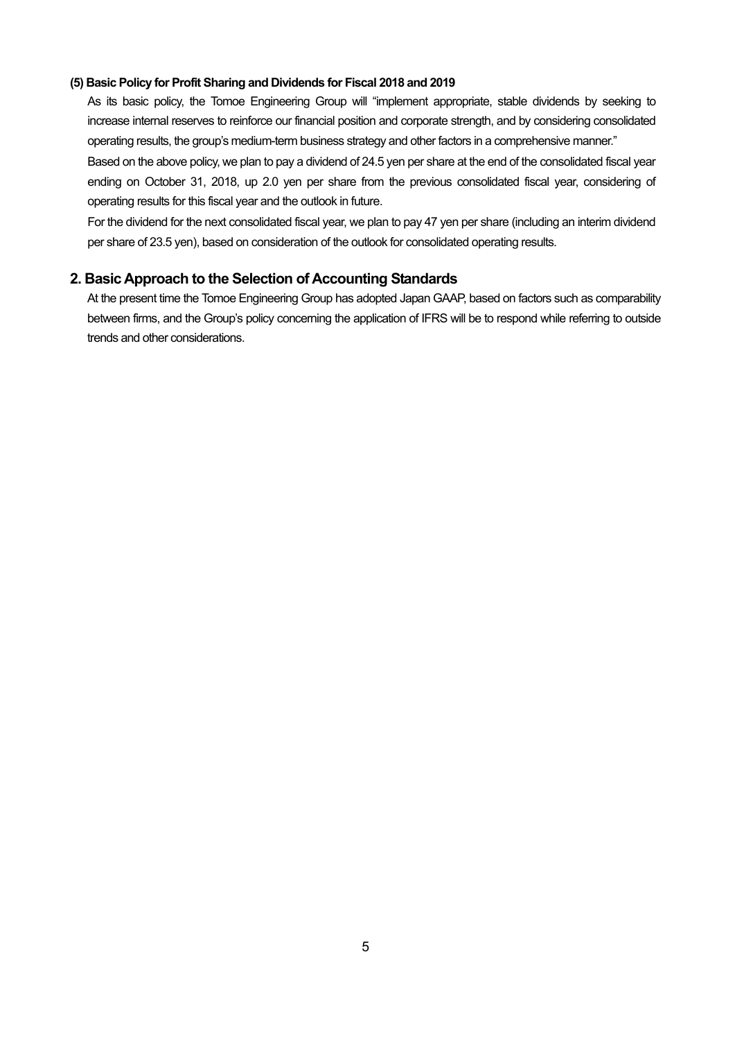#### (5) Basic Policy for Profit Sharing and Dividends for Fiscal 2018 and 2019

As its basic policy, the Tomoe Engineering Group will "implement appropriate, stable dividends by seeking to increase internal reserves to reinforce our financial position and corporate strength, and by considering consolidated operating results, the group's medium-term business strategy and other factors in a comprehensive manner."

Based on the above policy, we plan to pay a dividend of 24.5 yen per share at the end of the consolidated fiscal year ending on October 31, 2018, up 2.0 yen per share from the previous consolidated fiscal year, considering of operating results for this fiscal year and the outlook in future.

For the dividend for the next consolidated fiscal year, we plan to pay 47 yen per share (including an interim dividend per share of 23.5 yen), based on consideration of the outlook for consolidated operating results.

## 2. Basic Approach to the Selection of Accounting Standards

At the present time the Tomoe Engineering Group has adopted Japan GAAP, based on factors such as comparability between firms, and the Group's policy concerning the application of IFRS will be to respond while referring to outside trends and other considerations.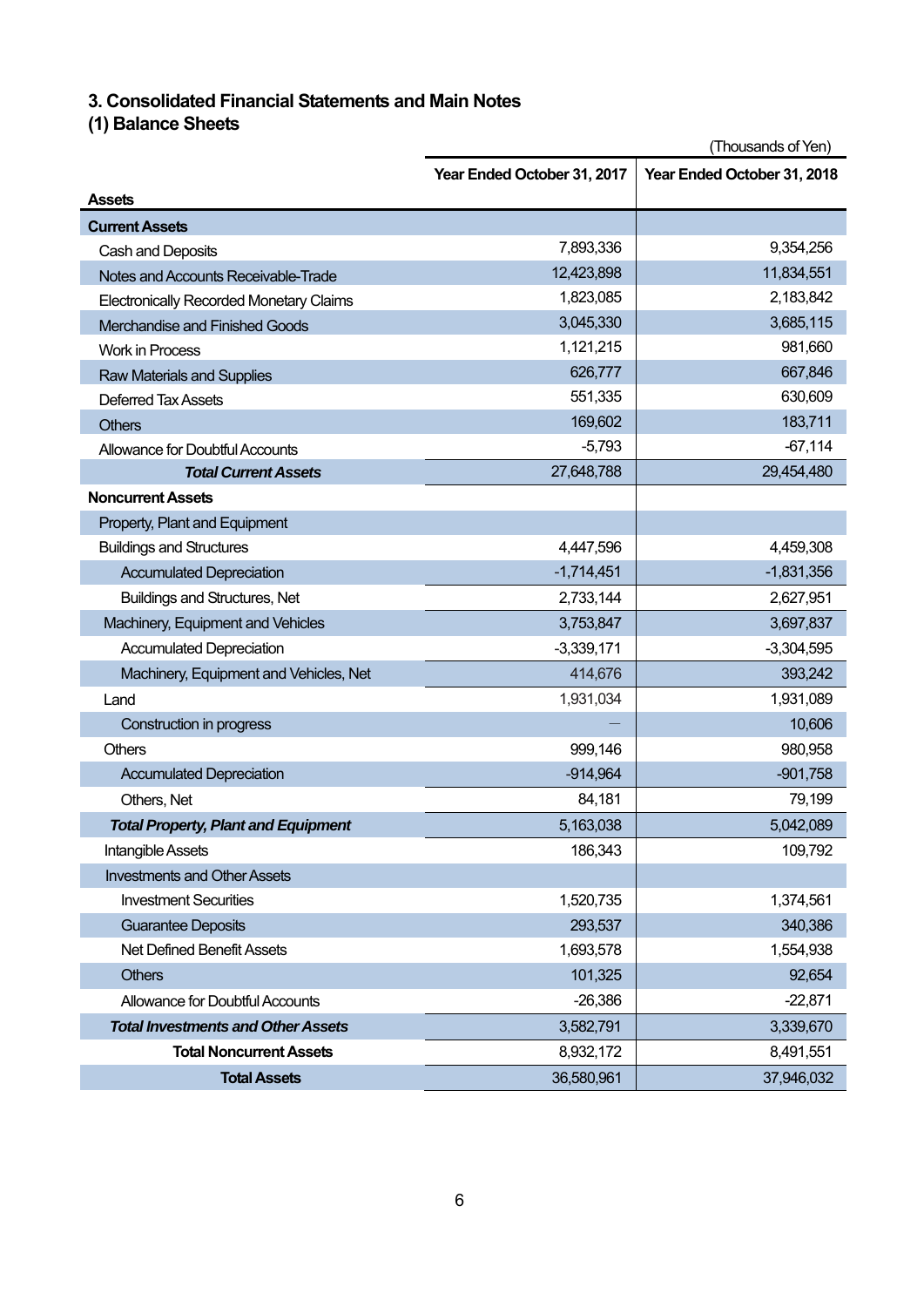## 3. Consolidated Financial Statements and Main Notes

### (1) Balance Sheets

(Thousands of Yen)

| | Year Ended October 31, 2017 | Year Ended October 31, 2018 |
|---|---|---|
| **Assets** | | |
| **Current Assets** | | |
| Cash and Deposits | 7,893,336 | 9,354,256 |
| Notes and Accounts Receivable-Trade | 12,423,898 | 11,834,551 |
| Electronically Recorded Monetary Claims | 1,823,085 | 2,183,842 |
| Merchandise and Finished Goods | 3,045,330 | 3,685,115 |
| Work in Process | 1,121,215 | 981,660 |
| Raw Materials and Supplies | 626,777 | 667,846 |
| Deferred Tax Assets | 551,335 | 630,609 |
| Others | 169,602 | 183,711 |
| Allowance for Doubtful Accounts | -5,793 | -67,114 |
| ***Total Current Assets*** | 27,648,788 | 29,454,480 |
| **Noncurrent Assets** | | |
| Property, Plant and Equipment | | |
| Buildings and Structures | 4,447,596 | 4,459,308 |
| Accumulated Depreciation | -1,714,451 | -1,831,356 |
| Buildings and Structures, Net | 2,733,144 | 2,627,951 |
| Machinery, Equipment and Vehicles | 3,753,847 | 3,697,837 |
| Accumulated Depreciation | -3,339,171 | -3,304,595 |
| Machinery, Equipment and Vehicles, Net | 414,676 | 393,242 |
| Land | 1,931,034 | 1,931,089 |
| Construction in progress | — | 10,606 |
| Others | 999,146 | 980,958 |
| Accumulated Depreciation | -914,964 | -901,758 |
| Others, Net | 84,181 | 79,199 |
| ***Total Property, Plant and Equipment*** | 5,163,038 | 5,042,089 |
| Intangible Assets | 186,343 | 109,792 |
| Investments and Other Assets | | |
| Investment Securities | 1,520,735 | 1,374,561 |
| Guarantee Deposits | 293,537 | 340,386 |
| Net Defined Benefit Assets | 1,693,578 | 1,554,938 |
| Others | 101,325 | 92,654 |
| Allowance for Doubtful Accounts | -26,386 | -22,871 |
| ***Total Investments and Other Assets*** | 3,582,791 | 3,339,670 |
| **Total Noncurrent Assets** | 8,932,172 | 8,491,551 |
| **Total Assets** | 36,580,961 | 37,946,032 |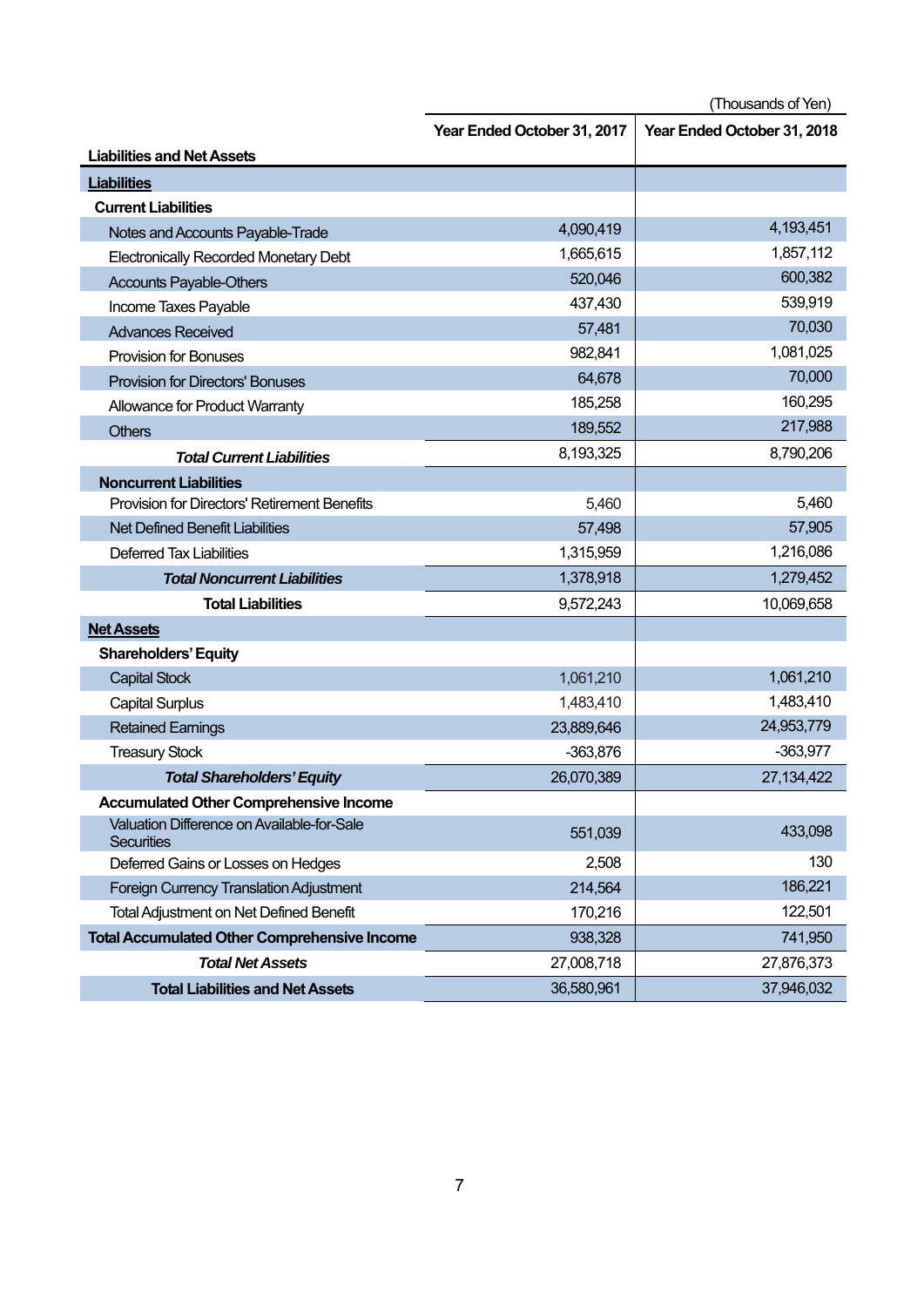(Thousands of Yen)

| Liabilities and Net Assets | Year Ended October 31, 2017 | Year Ended October 31, 2018 |
|---|---|---|
| **Liabilities** | | |
| **Current Liabilities** | | |
| Notes and Accounts Payable-Trade | 4,090,419 | 4,193,451 |
| Electronically Recorded Monetary Debt | 1,665,615 | 1,857,112 |
| Accounts Payable-Others | 520,046 | 600,382 |
| Income Taxes Payable | 437,430 | 539,919 |
| Advances Received | 57,481 | 70,030 |
| Provision for Bonuses | 982,841 | 1,081,025 |
| Provision for Directors' Bonuses | 64,678 | 70,000 |
| Allowance for Product Warranty | 185,258 | 160,295 |
| Others | 189,552 | 217,988 |
| ***Total Current Liabilities*** | 8,193,325 | 8,790,206 |
| **Noncurrent Liabilities** | | |
| Provision for Directors' Retirement Benefits | 5,460 | 5,460 |
| Net Defined Benefit Liabilities | 57,498 | 57,905 |
| Deferred Tax Liabilities | 1,315,959 | 1,216,086 |
| ***Total Noncurrent Liabilities*** | 1,378,918 | 1,279,452 |
| **Total Liabilities** | 9,572,243 | 10,069,658 |
| **Net Assets** | | |
| **Shareholders' Equity** | | |
| Capital Stock | 1,061,210 | 1,061,210 |
| Capital Surplus | 1,483,410 | 1,483,410 |
| Retained Earnings | 23,889,646 | 24,953,779 |
| Treasury Stock | -363,876 | -363,977 |
| ***Total Shareholders' Equity*** | 26,070,389 | 27,134,422 |
| **Accumulated Other Comprehensive Income** | | |
| Valuation Difference on Available-for-Sale Securities | 551,039 | 433,098 |
| Deferred Gains or Losses on Hedges | 2,508 | 130 |
| Foreign Currency Translation Adjustment | 214,564 | 186,221 |
| Total Adjustment on Net Defined Benefit | 170,216 | 122,501 |
| **Total Accumulated Other Comprehensive Income** | 938,328 | 741,950 |
| ***Total Net Assets*** | 27,008,718 | 27,876,373 |
| **Total Liabilities and Net Assets** | 36,580,961 | 37,946,032 |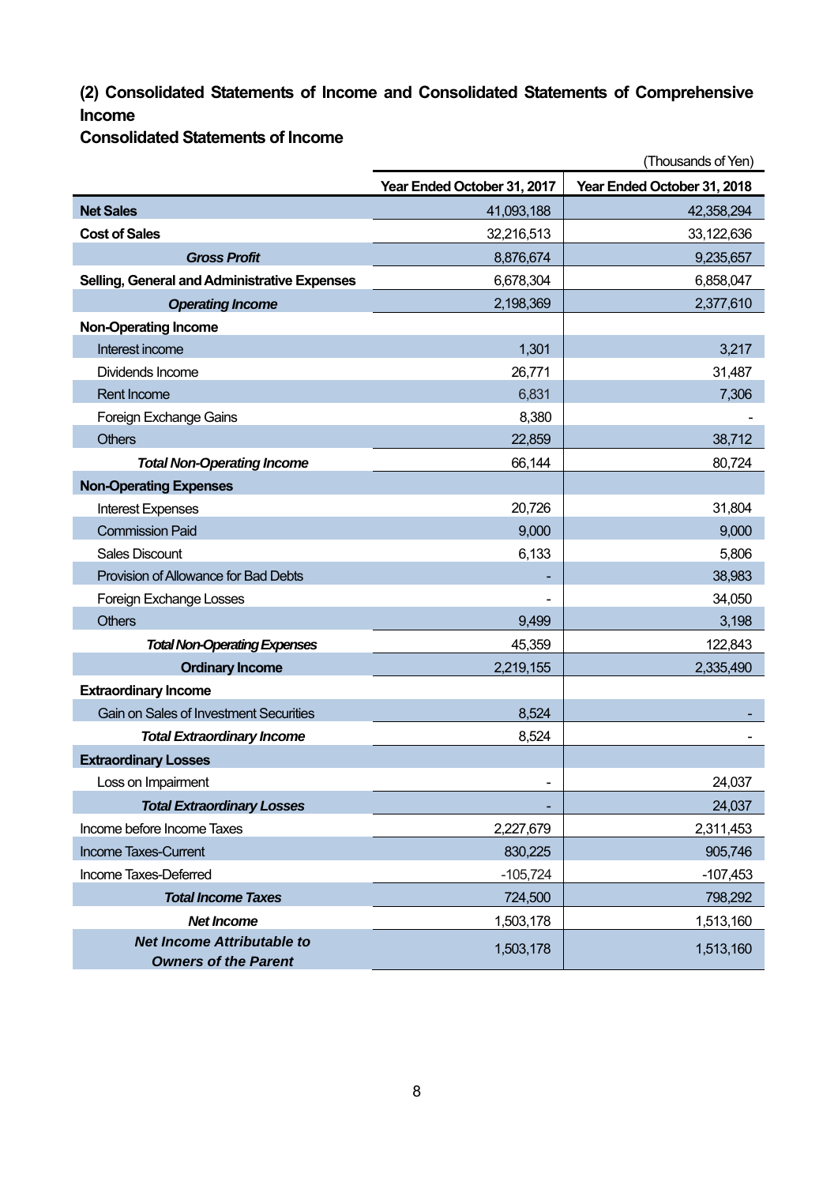### (2) Consolidated Statements of Income and Consolidated Statements of Comprehensive Income

### Consolidated Statements of Income

(Thousands of Yen)

| | Year Ended October 31, 2017 | Year Ended October 31, 2018 |
|---|---|---|
| **Net Sales** | 41,093,188 | 42,358,294 |
| **Cost of Sales** | 32,216,513 | 33,122,636 |
| ***Gross Profit*** | 8,876,674 | 9,235,657 |
| **Selling, General and Administrative Expenses** | 6,678,304 | 6,858,047 |
| ***Operating Income*** | 2,198,369 | 2,377,610 |
| **Non-Operating Income** | | |
| Interest income | 1,301 | 3,217 |
| Dividends Income | 26,771 | 31,487 |
| Rent Income | 6,831 | 7,306 |
| Foreign Exchange Gains | 8,380 | - |
| Others | 22,859 | 38,712 |
| ***Total Non-Operating Income*** | 66,144 | 80,724 |
| **Non-Operating Expenses** | | |
| Interest Expenses | 20,726 | 31,804 |
| Commission Paid | 9,000 | 9,000 |
| Sales Discount | 6,133 | 5,806 |
| Provision of Allowance for Bad Debts | - | 38,983 |
| Foreign Exchange Losses | - | 34,050 |
| Others | 9,499 | 3,198 |
| ***Total Non-Operating Expenses*** | 45,359 | 122,843 |
| **Ordinary Income** | 2,219,155 | 2,335,490 |
| **Extraordinary Income** | | |
| Gain on Sales of Investment Securities | 8,524 | - |
| ***Total Extraordinary Income*** | 8,524 | - |
| **Extraordinary Losses** | | |
| Loss on Impairment | - | 24,037 |
| ***Total Extraordinary Losses*** | - | 24,037 |
| Income before Income Taxes | 2,227,679 | 2,311,453 |
| Income Taxes-Current | 830,225 | 905,746 |
| Income Taxes-Deferred | -105,724 | -107,453 |
| ***Total Income Taxes*** | 724,500 | 798,292 |
| ***Net Income*** | 1,503,178 | 1,513,160 |
| ***Net Income Attributable to Owners of the Parent*** | 1,503,178 | 1,513,160 |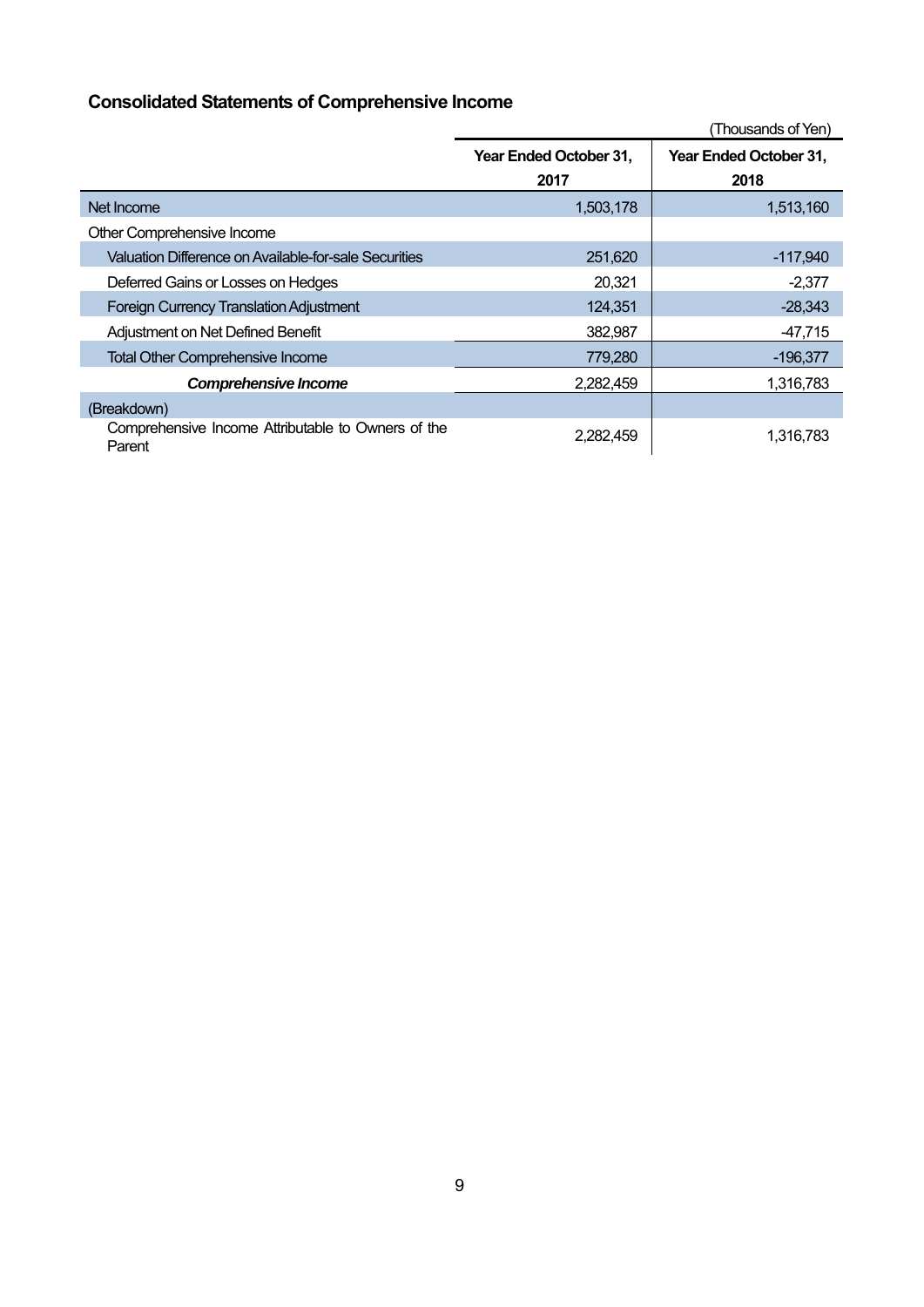## Consolidated Statements of Comprehensive Income

(Thousands of Yen)

| | Year Ended October 31, 2017 | Year Ended October 31, 2018 |
|---|---|---|
| Net Income | 1,503,178 | 1,513,160 |
| Other Comprehensive Income | | |
| Valuation Difference on Available-for-sale Securities | 251,620 | -117,940 |
| Deferred Gains or Losses on Hedges | 20,321 | -2,377 |
| Foreign Currency Translation Adjustment | 124,351 | -28,343 |
| Adjustment on Net Defined Benefit | 382,987 | -47,715 |
| Total Other Comprehensive Income | 779,280 | -196,377 |
| ***Comprehensive Income*** | 2,282,459 | 1,316,783 |
| (Breakdown) | | |
| Comprehensive Income Attributable to Owners of the Parent | 2,282,459 | 1,316,783 |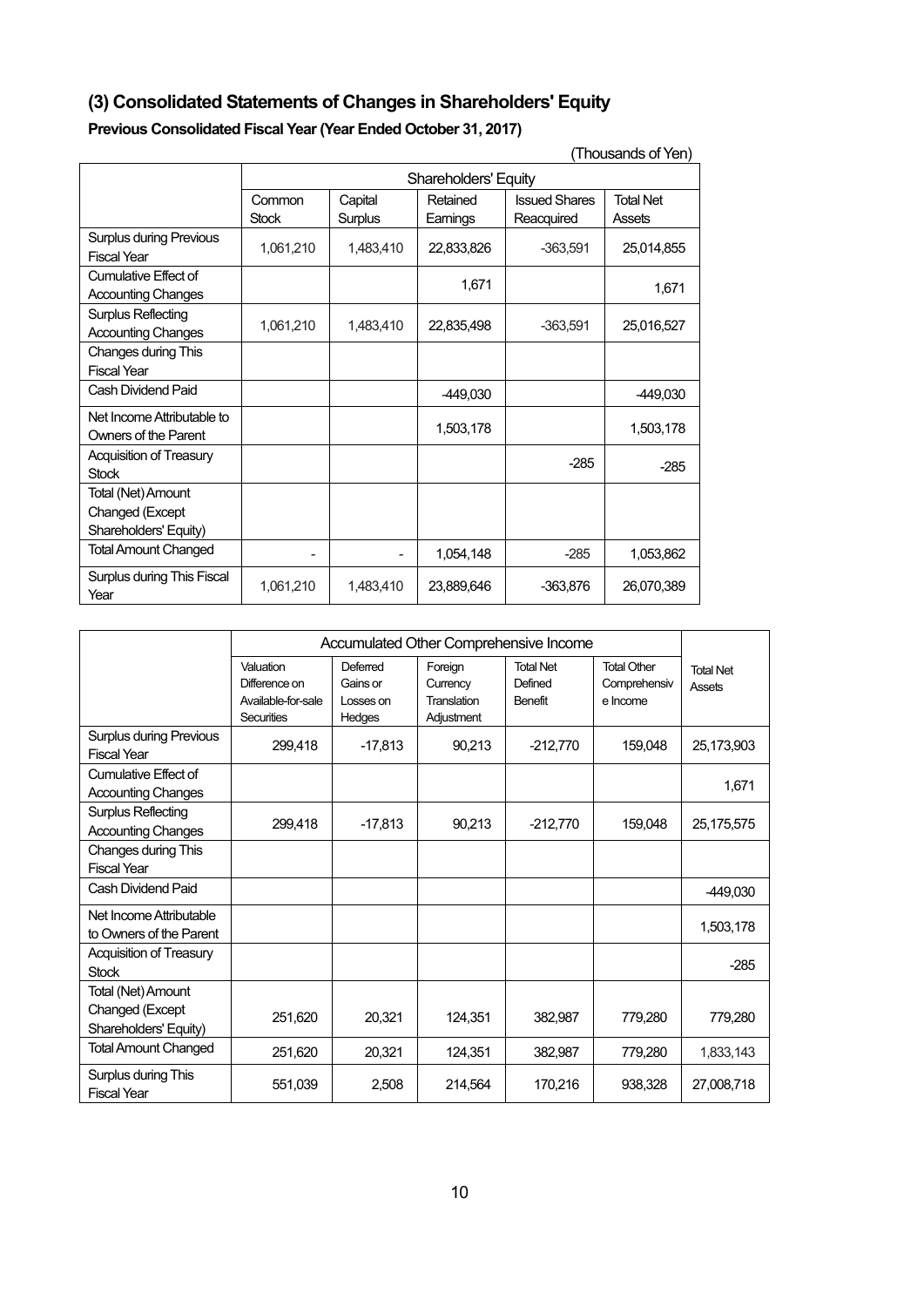## (3) Consolidated Statements of Changes in Shareholders' Equity

**Previous Consolidated Fiscal Year (Year Ended October 31, 2017)**

(Thousands of Yen)

| | Shareholders' Equity | | | | |
|---|---|---|---|---|---|
| | Common Stock | Capital Surplus | Retained Earnings | Issued Shares Reacquired | Total Net Assets |
| Surplus during Previous Fiscal Year | 1,061,210 | 1,483,410 | 22,833,826 | -363,591 | 25,014,855 |
| Cumulative Effect of Accounting Changes | | | 1,671 | | 1,671 |
| Surplus Reflecting Accounting Changes | 1,061,210 | 1,483,410 | 22,835,498 | -363,591 | 25,016,527 |
| Changes during This Fiscal Year | | | | | |
| Cash Dividend Paid | | | -449,030 | | -449,030 |
| Net Income Attributable to Owners of the Parent | | | 1,503,178 | | 1,503,178 |
| Acquisition of Treasury Stock | | | | -285 | -285 |
| Total (Net) Amount Changed (Except Shareholders' Equity) | | | | | |
| Total Amount Changed | - | - | 1,054,148 | -285 | 1,053,862 |
| Surplus during This Fiscal Year | 1,061,210 | 1,483,410 | 23,889,646 | -363,876 | 26,070,389 |

| | Accumulated Other Comprehensive Income | | | | | Total Net Assets |
|---|---|---|---|---|---|---|
| | Valuation Difference on Available-for-sale Securities | Deferred Gains or Losses on Hedges | Foreign Currency Translation Adjustment | Total Net Defined Benefit | Total Other Comprehensive Income | |
| Surplus during Previous Fiscal Year | 299,418 | -17,813 | 90,213 | -212,770 | 159,048 | 25,173,903 |
| Cumulative Effect of Accounting Changes | | | | | | 1,671 |
| Surplus Reflecting Accounting Changes | 299,418 | -17,813 | 90,213 | -212,770 | 159,048 | 25,175,575 |
| Changes during This Fiscal Year | | | | | | |
| Cash Dividend Paid | | | | | | -449,030 |
| Net Income Attributable to Owners of the Parent | | | | | | 1,503,178 |
| Acquisition of Treasury Stock | | | | | | -285 |
| Total (Net) Amount Changed (Except Shareholders' Equity) | 251,620 | 20,321 | 124,351 | 382,987 | 779,280 | 779,280 |
| Total Amount Changed | 251,620 | 20,321 | 124,351 | 382,987 | 779,280 | 1,833,143 |
| Surplus during This Fiscal Year | 551,039 | 2,508 | 214,564 | 170,216 | 938,328 | 27,008,718 |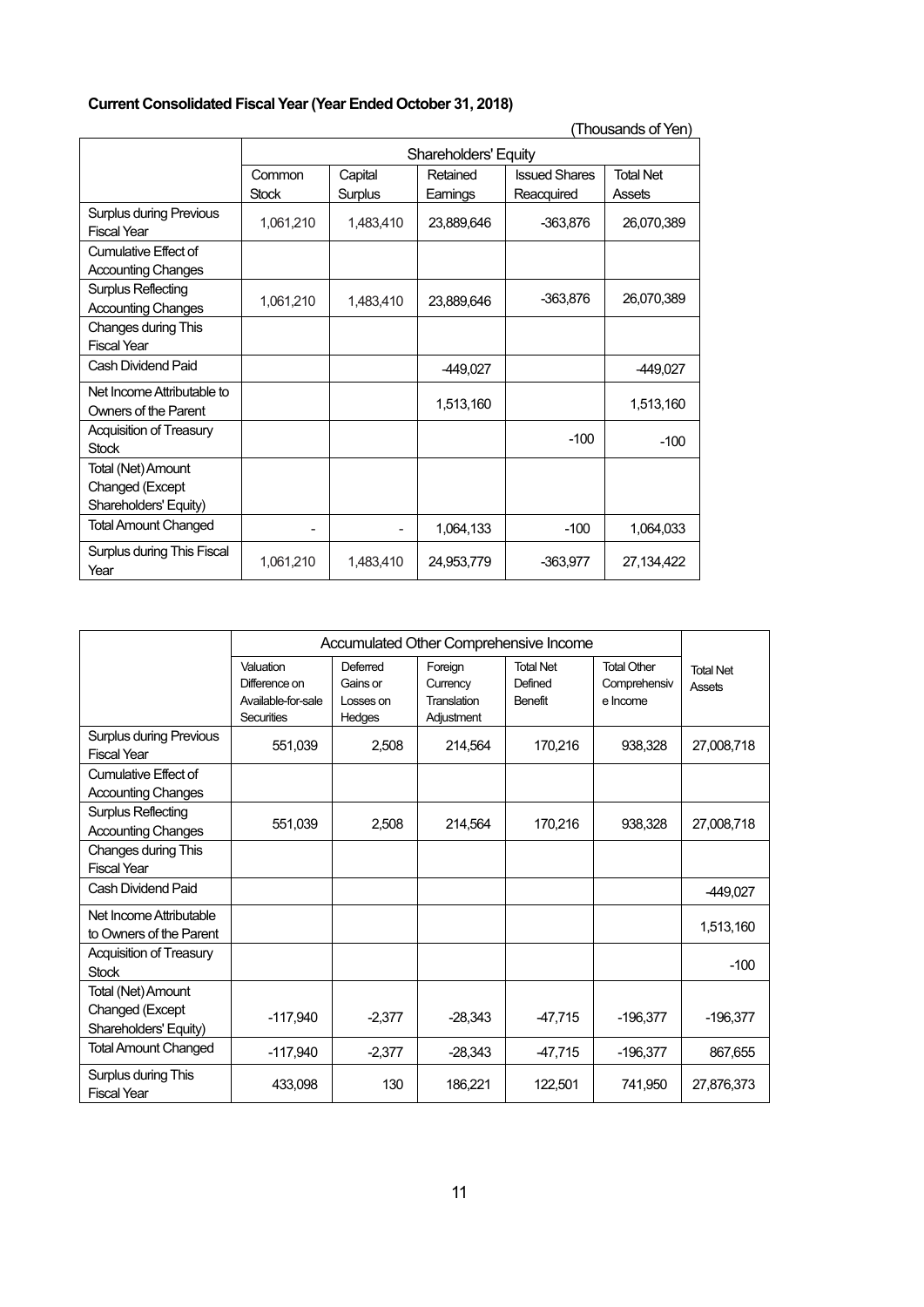**Current Consolidated Fiscal Year (Year Ended October 31, 2018)**

(Thousands of Yen)

| | Shareholders' Equity | | | | |
|---|---|---|---|---|---|
| | Common Stock | Capital Surplus | Retained Earnings | Issued Shares Reacquired | Total Net Assets |
| Surplus during Previous Fiscal Year | 1,061,210 | 1,483,410 | 23,889,646 | -363,876 | 26,070,389 |
| Cumulative Effect of Accounting Changes | | | | | |
| Surplus Reflecting Accounting Changes | 1,061,210 | 1,483,410 | 23,889,646 | -363,876 | 26,070,389 |
| Changes during This Fiscal Year | | | | | |
| Cash Dividend Paid | | | -449,027 | | -449,027 |
| Net Income Attributable to Owners of the Parent | | | 1,513,160 | | 1,513,160 |
| Acquisition of Treasury Stock | | | | -100 | -100 |
| Total (Net) Amount Changed (Except Shareholders' Equity) | | | | | |
| Total Amount Changed | - | - | 1,064,133 | -100 | 1,064,033 |
| Surplus during This Fiscal Year | 1,061,210 | 1,483,410 | 24,953,779 | -363,977 | 27,134,422 |

| | Accumulated Other Comprehensive Income | | | | | Total Net Assets |
|---|---|---|---|---|---|---|
| | Valuation Difference on Available-for-sale Securities | Deferred Gains or Losses on Hedges | Foreign Currency Translation Adjustment | Total Net Defined Benefit | Total Other Comprehensive Income | |
| Surplus during Previous Fiscal Year | 551,039 | 2,508 | 214,564 | 170,216 | 938,328 | 27,008,718 |
| Cumulative Effect of Accounting Changes | | | | | | |
| Surplus Reflecting Accounting Changes | 551,039 | 2,508 | 214,564 | 170,216 | 938,328 | 27,008,718 |
| Changes during This Fiscal Year | | | | | | |
| Cash Dividend Paid | | | | | | -449,027 |
| Net Income Attributable to Owners of the Parent | | | | | | 1,513,160 |
| Acquisition of Treasury Stock | | | | | | -100 |
| Total (Net) Amount Changed (Except Shareholders' Equity) | -117,940 | -2,377 | -28,343 | -47,715 | -196,377 | -196,377 |
| Total Amount Changed | -117,940 | -2,377 | -28,343 | -47,715 | -196,377 | 867,655 |
| Surplus during This Fiscal Year | 433,098 | 130 | 186,221 | 122,501 | 741,950 | 27,876,373 |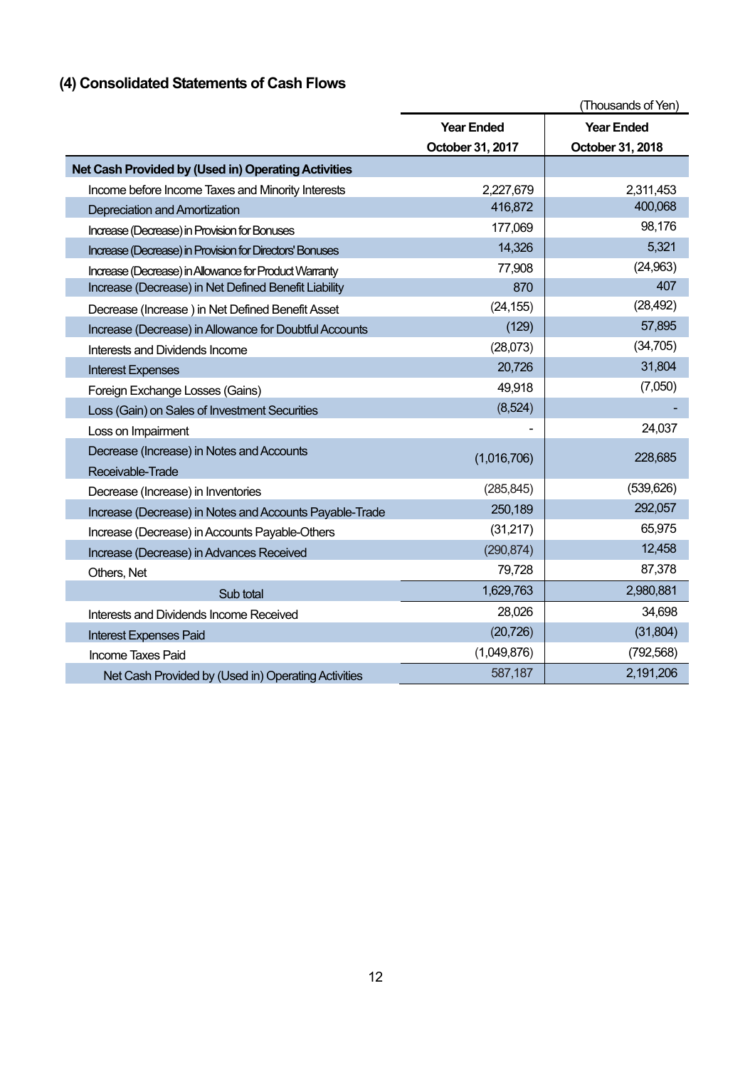## (4) Consolidated Statements of Cash Flows

(Thousands of Yen)

| | Year Ended October 31, 2017 | Year Ended October 31, 2018 |
|---|---|---|
| **Net Cash Provided by (Used in) Operating Activities** | | |
| Income before Income Taxes and Minority Interests | 2,227,679 | 2,311,453 |
| Depreciation and Amortization | 416,872 | 400,068 |
| Increase (Decrease) in Provision for Bonuses | 177,069 | 98,176 |
| Increase (Decrease) in Provision for Directors' Bonuses | 14,326 | 5,321 |
| Increase (Decrease) in Allowance for Product Warranty | 77,908 | (24,963) |
| Increase (Decrease) in Net Defined Benefit Liability | 870 | 407 |
| Decrease (Increase ) in Net Defined Benefit Asset | (24,155) | (28,492) |
| Increase (Decrease) in Allowance for Doubtful Accounts | (129) | 57,895 |
| Interests and Dividends Income | (28,073) | (34,705) |
| Interest Expenses | 20,726 | 31,804 |
| Foreign Exchange Losses (Gains) | 49,918 | (7,050) |
| Loss (Gain) on Sales of Investment Securities | (8,524) | - |
| Loss on Impairment | - | 24,037 |
| Decrease (Increase) in Notes and Accounts Receivable-Trade | (1,016,706) | 228,685 |
| Decrease (Increase) in Inventories | (285,845) | (539,626) |
| Increase (Decrease) in Notes and Accounts Payable-Trade | 250,189 | 292,057 |
| Increase (Decrease) in Accounts Payable-Others | (31,217) | 65,975 |
| Increase (Decrease) in Advances Received | (290,874) | 12,458 |
| Others, Net | 79,728 | 87,378 |
| Sub total | 1,629,763 | 2,980,881 |
| Interests and Dividends Income Received | 28,026 | 34,698 |
| Interest Expenses Paid | (20,726) | (31,804) |
| Income Taxes Paid | (1,049,876) | (792,568) |
| Net Cash Provided by (Used in) Operating Activities | 587,187 | 2,191,206 |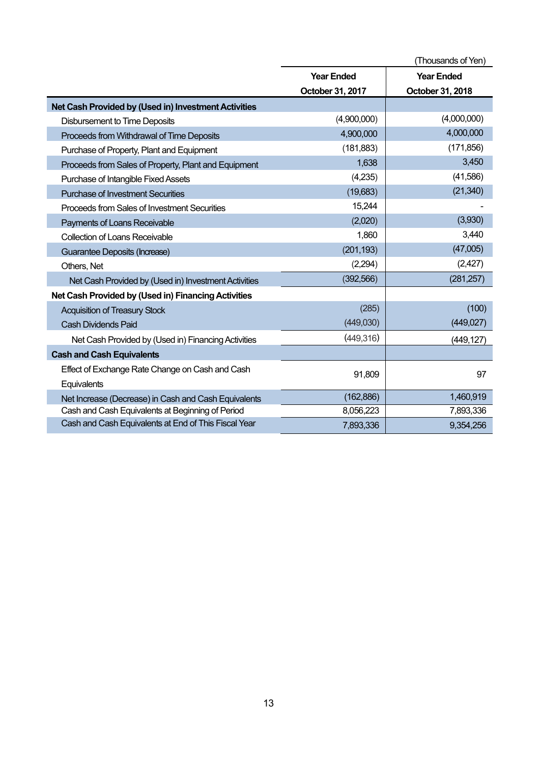(Thousands of Yen)

| | Year Ended October 31, 2017 | Year Ended October 31, 2018 |
|---|---|---|
| **Net Cash Provided by (Used in) Investment Activities** | | |
| Disbursement to Time Deposits | (4,900,000) | (4,000,000) |
| Proceeds from Withdrawal of Time Deposits | 4,900,000 | 4,000,000 |
| Purchase of Property, Plant and Equipment | (181,883) | (171,856) |
| Proceeds from Sales of Property, Plant and Equipment | 1,638 | 3,450 |
| Purchase of Intangible Fixed Assets | (4,235) | (41,586) |
| Purchase of Investment Securities | (19,683) | (21,340) |
| Proceeds from Sales of Investment Securities | 15,244 | - |
| Payments of Loans Receivable | (2,020) | (3,930) |
| Collection of Loans Receivable | 1,860 | 3,440 |
| Guarantee Deposits (Increase) | (201,193) | (47,005) |
| Others, Net | (2,294) | (2,427) |
| Net Cash Provided by (Used in) Investment Activities | (392,566) | (281,257) |
| **Net Cash Provided by (Used in) Financing Activities** | | |
| Acquisition of Treasury Stock | (285) | (100) |
| Cash Dividends Paid | (449,030) | (449,027) |
| Net Cash Provided by (Used in) Financing Activities | (449,316) | (449,127) |
| **Cash and Cash Equivalents** | | |
| Effect of Exchange Rate Change on Cash and Cash Equivalents | 91,809 | 97 |
| Net Increase (Decrease) in Cash and Cash Equivalents | (162,886) | 1,460,919 |
| Cash and Cash Equivalents at Beginning of Period | 8,056,223 | 7,893,336 |
| Cash and Cash Equivalents at End of This Fiscal Year | 7,893,336 | 9,354,256 |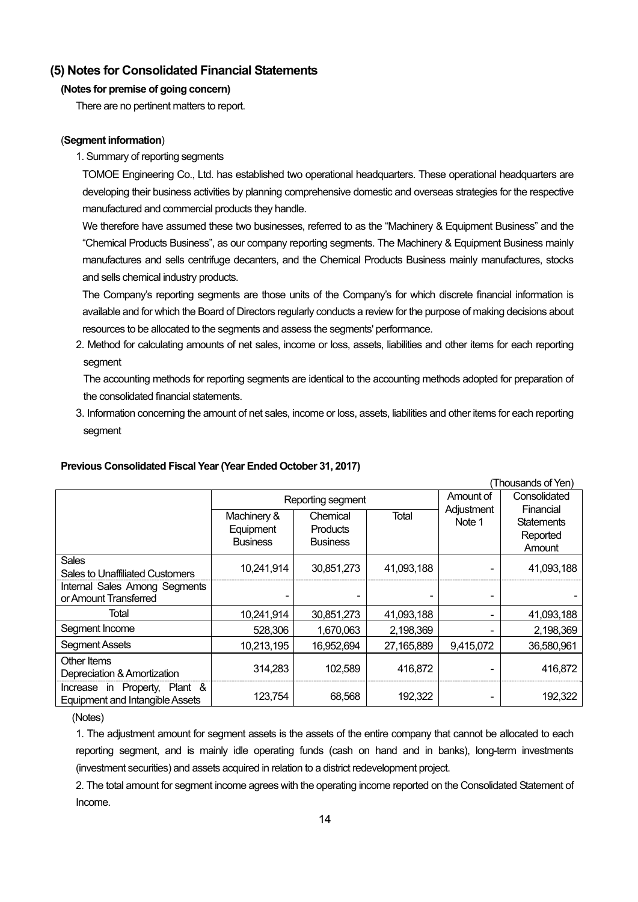## (5) Notes for Consolidated Financial Statements

**(Notes for premise of going concern)**

There are no pertinent matters to report.

(**Segment information**)

1. Summary of reporting segments

TOMOE Engineering Co., Ltd. has established two operational headquarters. These operational headquarters are developing their business activities by planning comprehensive domestic and overseas strategies for the respective manufactured and commercial products they handle.

We therefore have assumed these two businesses, referred to as the "Machinery & Equipment Business" and the "Chemical Products Business", as our company reporting segments. The Machinery & Equipment Business mainly manufactures and sells centrifuge decanters, and the Chemical Products Business mainly manufactures, stocks and sells chemical industry products.

The Company's reporting segments are those units of the Company's for which discrete financial information is available and for which the Board of Directors regularly conducts a review for the purpose of making decisions about resources to be allocated to the segments and assess the segments' performance.

2. Method for calculating amounts of net sales, income or loss, assets, liabilities and other items for each reporting segment

The accounting methods for reporting segments are identical to the accounting methods adopted for preparation of the consolidated financial statements.

3. Information concerning the amount of net sales, income or loss, assets, liabilities and other items for each reporting segment

**Previous Consolidated Fiscal Year (Year Ended October 31, 2017)**

(Thousands of Yen)

| | Reporting segment | | | Amount of Adjustment Note 1 | Consolidated Financial Statements Reported Amount |
|---|---|---|---|---|---|
| | Machinery & Equipment Business | Chemical Products Business | Total | | |
| Sales<br>Sales to Unaffiliated Customers | 10,241,914 | 30,851,273 | 41,093,188 | - | 41,093,188 |
| Internal Sales Among Segments or Amount Transferred | - | - | - | - | - |
| Total | 10,241,914 | 30,851,273 | 41,093,188 | - | 41,093,188 |
| Segment Income | 528,306 | 1,670,063 | 2,198,369 | - | 2,198,369 |
| Segment Assets | 10,213,195 | 16,952,694 | 27,165,889 | 9,415,072 | 36,580,961 |
| Other Items<br>Depreciation & Amortization | 314,283 | 102,589 | 416,872 | - | 416,872 |
| Increase in Property, Plant & Equipment and Intangible Assets | 123,754 | 68,568 | 192,322 | - | 192,322 |

(Notes)

1. The adjustment amount for segment assets is the assets of the entire company that cannot be allocated to each reporting segment, and is mainly idle operating funds (cash on hand and in banks), long-term investments (investment securities) and assets acquired in relation to a district redevelopment project.

2. The total amount for segment income agrees with the operating income reported on the Consolidated Statement of Income.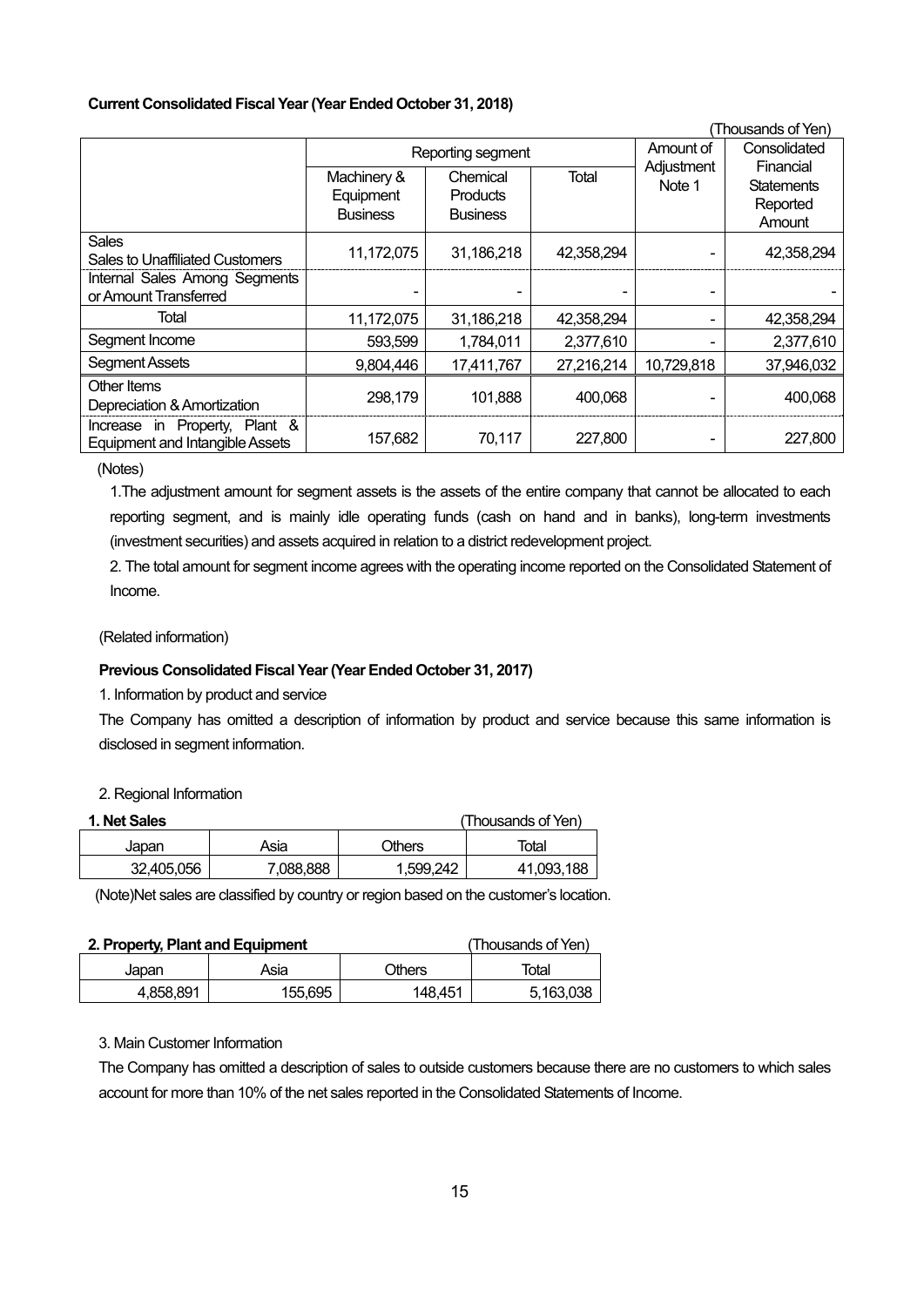**Current Consolidated Fiscal Year (Year Ended October 31, 2018)**

(Thousands of Yen)

| | Reporting segment | | | Amount of Adjustment Note 1 | Consolidated Financial Statements Reported Amount |
|---|---|---|---|---|---|
| | Machinery & Equipment Business | Chemical Products Business | Total | | |
| Sales<br>Sales to Unaffiliated Customers | 11,172,075 | 31,186,218 | 42,358,294 | - | 42,358,294 |
| Internal Sales Among Segments or Amount Transferred | - | - | - | - | - |
| Total | 11,172,075 | 31,186,218 | 42,358,294 | - | 42,358,294 |
| Segment Income | 593,599 | 1,784,011 | 2,377,610 | - | 2,377,610 |
| Segment Assets | 9,804,446 | 17,411,767 | 27,216,214 | 10,729,818 | 37,946,032 |
| Other Items<br>Depreciation & Amortization | 298,179 | 101,888 | 400,068 | - | 400,068 |
| Increase in Property, Plant & Equipment and Intangible Assets | 157,682 | 70,117 | 227,800 | - | 227,800 |

(Notes)

1.The adjustment amount for segment assets is the assets of the entire company that cannot be allocated to each reporting segment, and is mainly idle operating funds (cash on hand and in banks), long-term investments (investment securities) and assets acquired in relation to a district redevelopment project.

2. The total amount for segment income agrees with the operating income reported on the Consolidated Statement of Income.

(Related information)

**Previous Consolidated Fiscal Year (Year Ended October 31, 2017)**

1. Information by product and service

The Company has omitted a description of information by product and service because this same information is disclosed in segment information.

2. Regional Information

**1. Net Sales** (Thousands of Yen)

| Japan | Asia | Others | Total |
|---|---|---|---|
| 32,405,056 | 7,088,888 | 1,599,242 | 41,093,188 |

(Note)Net sales are classified by country or region based on the customer's location.

**2. Property, Plant and Equipment** (Thousands of Yen)

| Japan | Asia | Others | Total |
|---|---|---|---|
| 4,858,891 | 155,695 | 148,451 | 5,163,038 |

3. Main Customer Information

The Company has omitted a description of sales to outside customers because there are no customers to which sales account for more than 10% of the net sales reported in the Consolidated Statements of Income.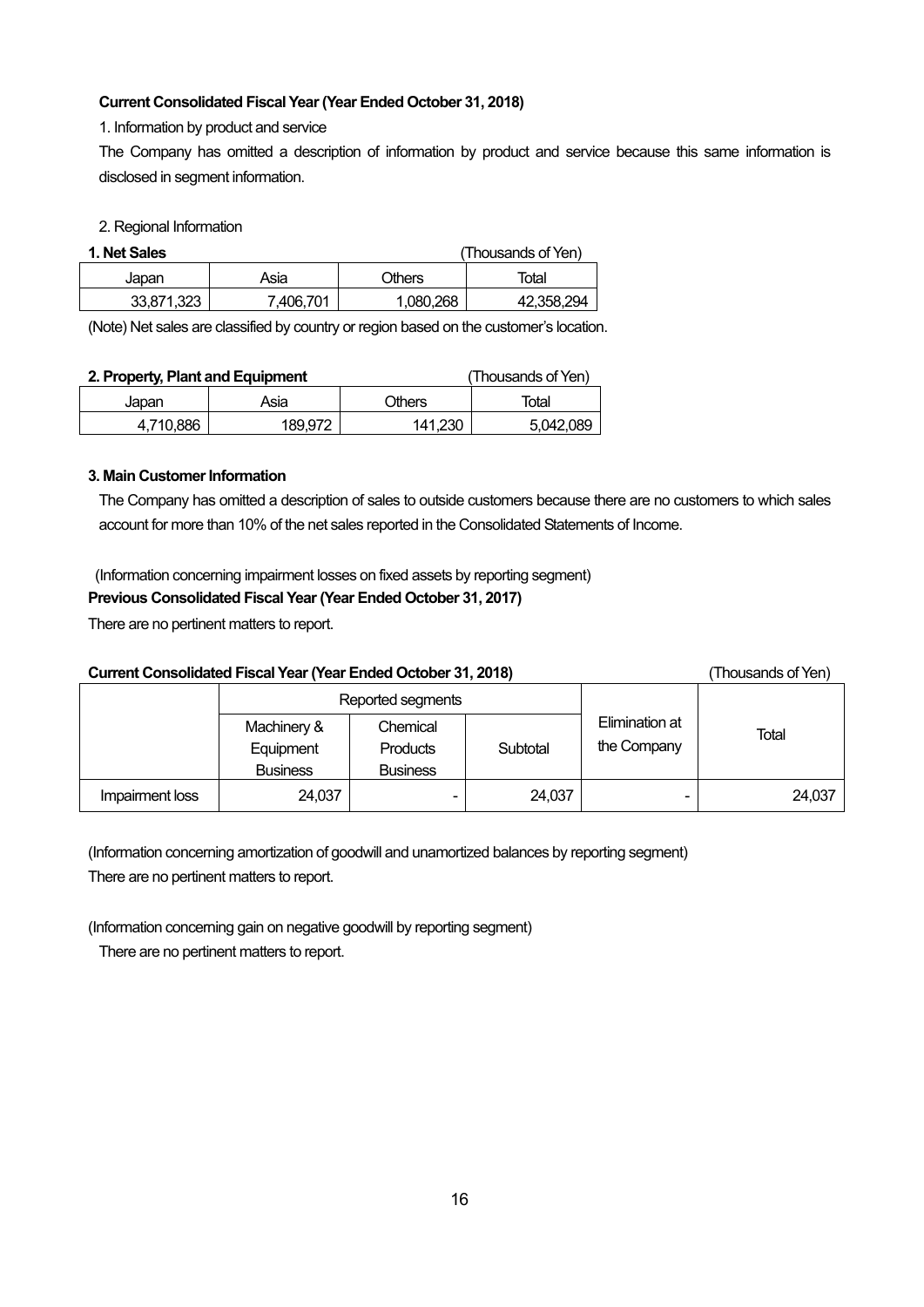**Current Consolidated Fiscal Year (Year Ended October 31, 2018)**

1. Information by product and service

The Company has omitted a description of information by product and service because this same information is disclosed in segment information.

2. Regional Information

**1. Net Sales** (Thousands of Yen)

| Japan | Asia | Others | Total |
|---|---|---|---|
| 33,871,323 | 7,406,701 | 1,080,268 | 42,358,294 |

(Note) Net sales are classified by country or region based on the customer's location.

**2. Property, Plant and Equipment** (Thousands of Yen)

| Japan | Asia | Others | Total |
|---|---|---|---|
| 4,710,886 | 189,972 | 141,230 | 5,042,089 |

**3. Main Customer Information**

The Company has omitted a description of sales to outside customers because there are no customers to which sales account for more than 10% of the net sales reported in the Consolidated Statements of Income.

(Information concerning impairment losses on fixed assets by reporting segment)

**Previous Consolidated Fiscal Year (Year Ended October 31, 2017)**

There are no pertinent matters to report.

**Current Consolidated Fiscal Year (Year Ended October 31, 2018)** (Thousands of Yen)

| | Reported segments | | | Elimination at the Company | Total |
|---|---|---|---|---|---|
| | Machinery & Equipment Business | Chemical Products Business | Subtotal | | |
| Impairment loss | 24,037 | - | 24,037 | - | 24,037 |

(Information concerning amortization of goodwill and unamortized balances by reporting segment)

There are no pertinent matters to report.

(Information concerning gain on negative goodwill by reporting segment)

There are no pertinent matters to report.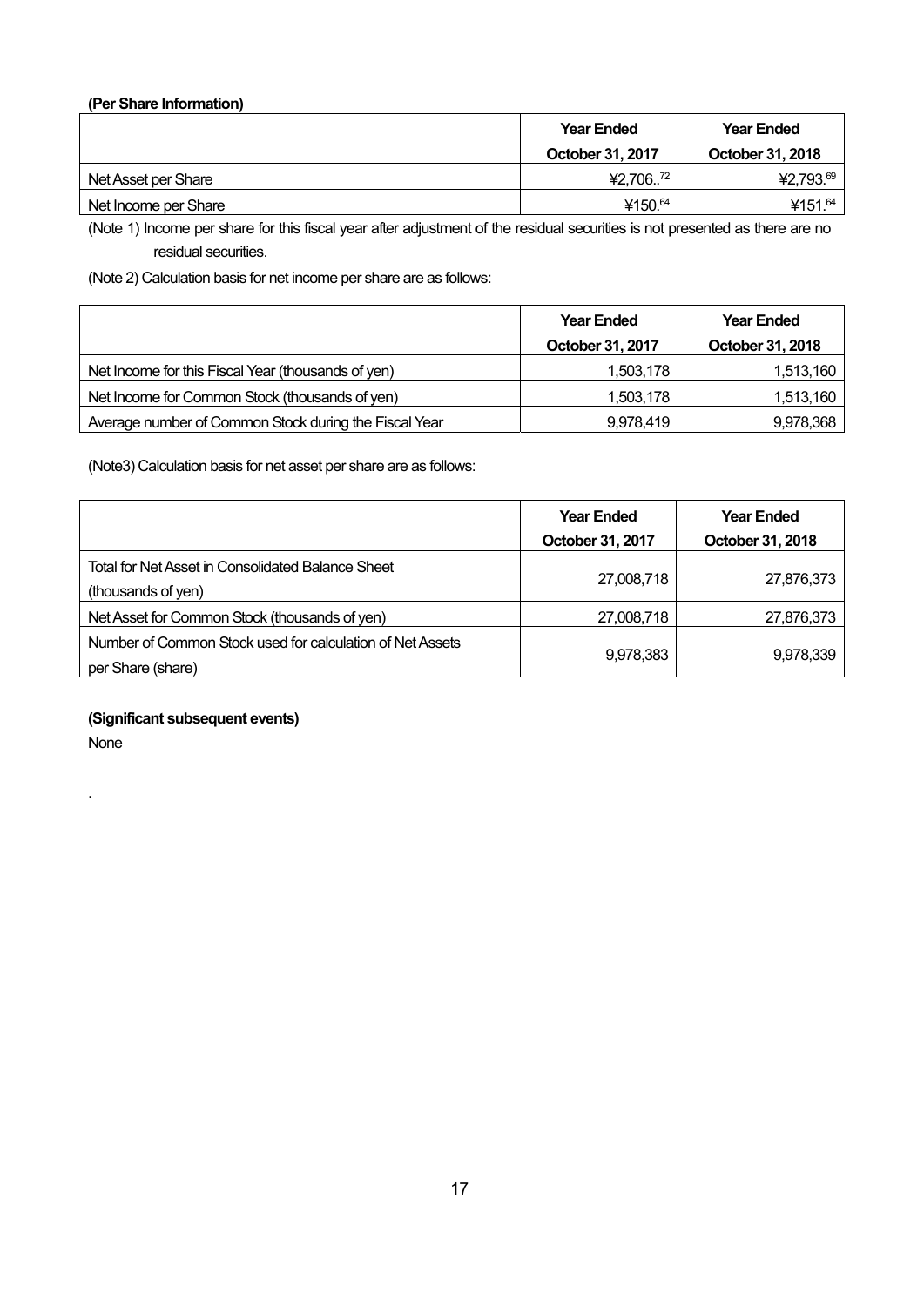**(Per Share Information)**

| | Year Ended October 31, 2017 | Year Ended October 31, 2018 |
|---|---|---|
| Net Asset per Share | ¥2,706..72 | ¥2,793.69 |
| Net Income per Share | ¥150.64 | ¥151.64 |

(Note 1) Income per share for this fiscal year after adjustment of the residual securities is not presented as there are no residual securities.

(Note 2) Calculation basis for net income per share are as follows:

| | Year Ended October 31, 2017 | Year Ended October 31, 2018 |
|---|---|---|
| Net Income for this Fiscal Year (thousands of yen) | 1,503,178 | 1,513,160 |
| Net Income for Common Stock (thousands of yen) | 1,503,178 | 1,513,160 |
| Average number of Common Stock during the Fiscal Year | 9,978,419 | 9,978,368 |

(Note3) Calculation basis for net asset per share are as follows:

| | Year Ended October 31, 2017 | Year Ended October 31, 2018 |
|---|---|---|
| Total for Net Asset in Consolidated Balance Sheet (thousands of yen) | 27,008,718 | 27,876,373 |
| Net Asset for Common Stock (thousands of yen) | 27,008,718 | 27,876,373 |
| Number of Common Stock used for calculation of Net Assets per Share (share) | 9,978,383 | 9,978,339 |

**(Significant subsequent events)**

None

.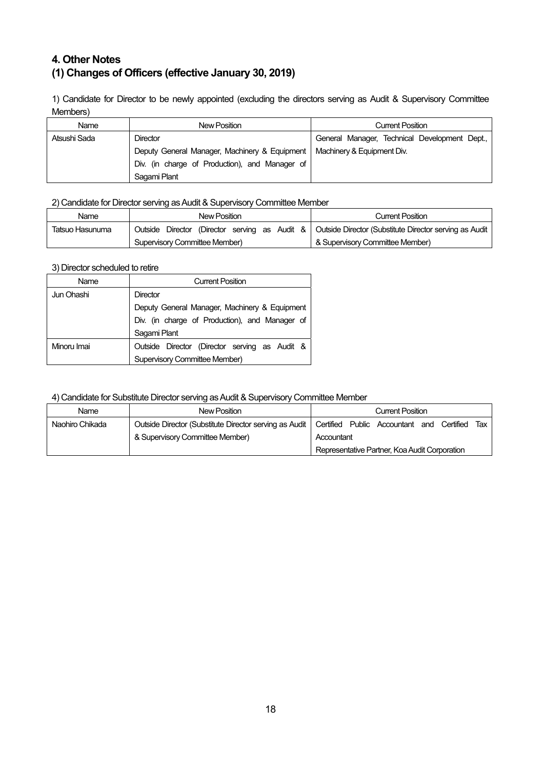## 4. Other Notes

## (1) Changes of Officers (effective January 30, 2019)

1) Candidate for Director to be newly appointed (excluding the directors serving as Audit & Supervisory Committee Members)

| Name | New Position | Current Position |
|---|---|---|
| Atsushi Sada | Director<br>Deputy General Manager, Machinery & Equipment Div. (in charge of Production), and Manager of Sagami Plant | General Manager, Technical Development Dept., Machinery & Equipment Div. |

2) Candidate for Director serving as Audit & Supervisory Committee Member

| Name | New Position | Current Position |
|---|---|---|
| Tatsuo Hasunuma | Outside Director (Director serving as Audit & Supervisory Committee Member) | Outside Director (Substitute Director serving as Audit & Supervisory Committee Member) |

3) Director scheduled to retire

| Name | Current Position |
|---|---|
| Jun Ohashi | Director<br>Deputy General Manager, Machinery & Equipment Div. (in charge of Production), and Manager of Sagami Plant |
| Minoru Imai | Outside Director (Director serving as Audit & Supervisory Committee Member) |

4) Candidate for Substitute Director serving as Audit & Supervisory Committee Member

| Name | New Position | Current Position |
|---|---|---|
| Naohiro Chikada | Outside Director (Substitute Director serving as Audit & Supervisory Committee Member) | Certified Public Accountant and Certified Tax Accountant<br>Representative Partner, Koa Audit Corporation |